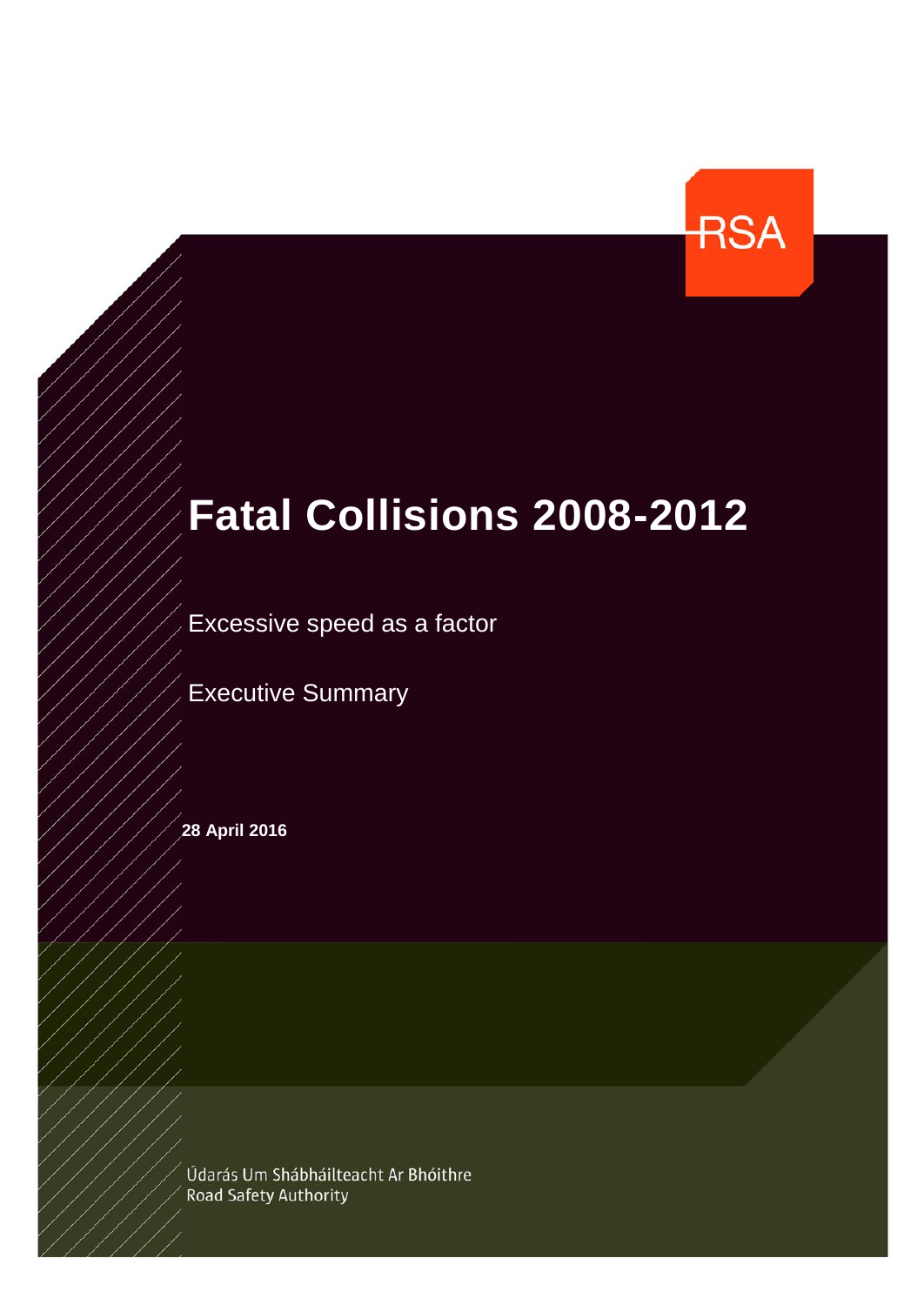RSA

# Fatal Collisions 2008-2012

Excessive speed as a factor

Executive Summary

**28 April 2016**

Údarás Um Shábháilteacht Ar Bhóithre
Road Safety Authority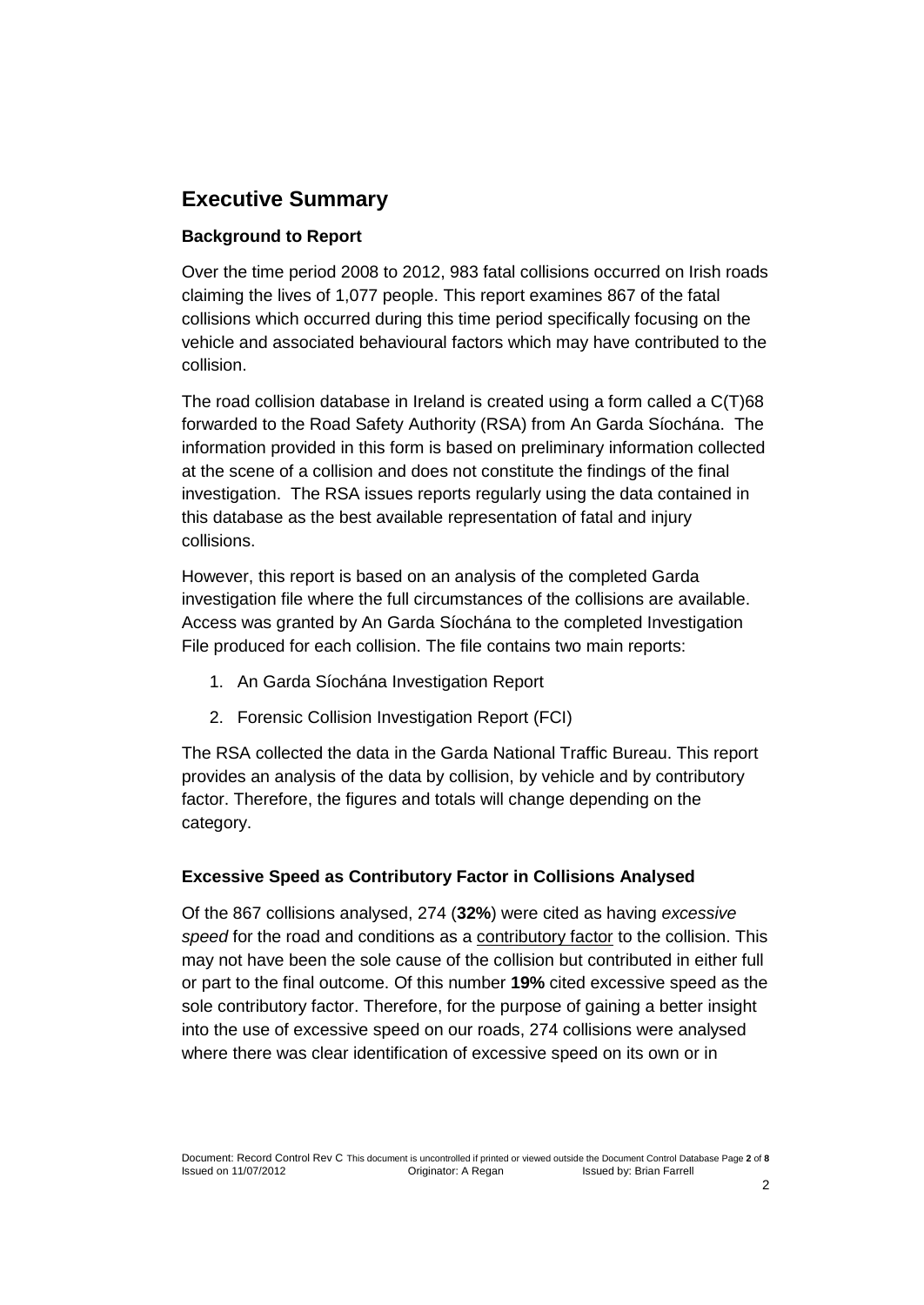## Executive Summary

### Background to Report

Over the time period 2008 to 2012, 983 fatal collisions occurred on Irish roads claiming the lives of 1,077 people. This report examines 867 of the fatal collisions which occurred during this time period specifically focusing on the vehicle and associated behavioural factors which may have contributed to the collision.

The road collision database in Ireland is created using a form called a C(T)68 forwarded to the Road Safety Authority (RSA) from An Garda Síochána. The information provided in this form is based on preliminary information collected at the scene of a collision and does not constitute the findings of the final investigation. The RSA issues reports regularly using the data contained in this database as the best available representation of fatal and injury collisions.

However, this report is based on an analysis of the completed Garda investigation file where the full circumstances of the collisions are available. Access was granted by An Garda Síochána to the completed Investigation File produced for each collision. The file contains two main reports:

1. An Garda Síochána Investigation Report
2. Forensic Collision Investigation Report (FCI)

The RSA collected the data in the Garda National Traffic Bureau. This report provides an analysis of the data by collision, by vehicle and by contributory factor. Therefore, the figures and totals will change depending on the category.

### Excessive Speed as Contributory Factor in Collisions Analysed

Of the 867 collisions analysed, 274 (**32%**) were cited as having *excessive speed* for the road and conditions as a <u>contributory factor</u> to the collision. This may not have been the sole cause of the collision but contributed in either full or part to the final outcome. Of this number **19%** cited excessive speed as the sole contributory factor. Therefore, for the purpose of gaining a better insight into the use of excessive speed on our roads, 274 collisions were analysed where there was clear identification of excessive speed on its own or in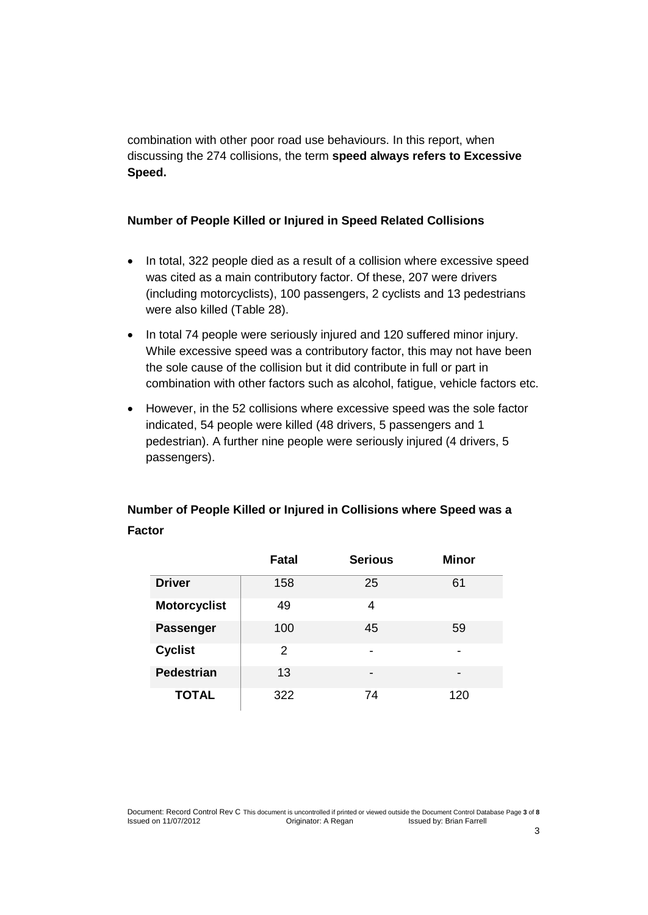combination with other poor road use behaviours. In this report, when discussing the 274 collisions, the term **speed always refers to Excessive Speed.**

**Number of People Killed or Injured in Speed Related Collisions**

- In total, 322 people died as a result of a collision where excessive speed was cited as a main contributory factor. Of these, 207 were drivers (including motorcyclists), 100 passengers, 2 cyclists and 13 pedestrians were also killed (Table 28).
- In total 74 people were seriously injured and 120 suffered minor injury. While excessive speed was a contributory factor, this may not have been the sole cause of the collision but it did contribute in full or part in combination with other factors such as alcohol, fatigue, vehicle factors etc.
- However, in the 52 collisions where excessive speed was the sole factor indicated, 54 people were killed (48 drivers, 5 passengers and 1 pedestrian). A further nine people were seriously injured (4 drivers, 5 passengers).

**Number of People Killed or Injured in Collisions where Speed was a Factor**

| | Fatal | Serious | Minor |
|---|---|---|---|
| **Driver** | 158 | 25 | 61 |
| **Motorcyclist** | 49 | 4 | |
| **Passenger** | 100 | 45 | 59 |
| **Cyclist** | 2 | - | - |
| **Pedestrian** | 13 | - | - |
| **TOTAL** | 322 | 74 | 120 |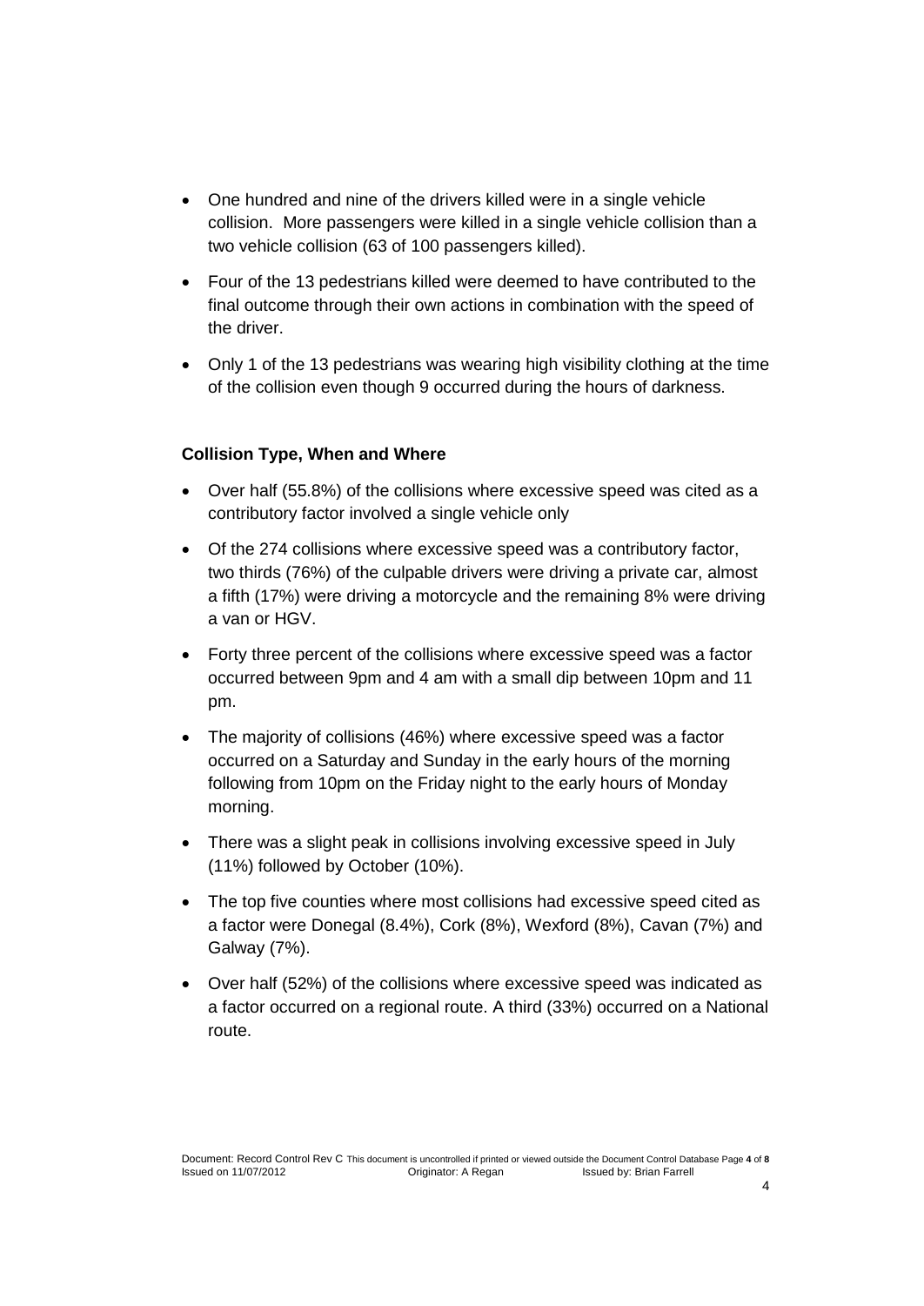- One hundred and nine of the drivers killed were in a single vehicle collision. More passengers were killed in a single vehicle collision than a two vehicle collision (63 of 100 passengers killed).
- Four of the 13 pedestrians killed were deemed to have contributed to the final outcome through their own actions in combination with the speed of the driver.
- Only 1 of the 13 pedestrians was wearing high visibility clothing at the time of the collision even though 9 occurred during the hours of darkness.

**Collision Type, When and Where**

- Over half (55.8%) of the collisions where excessive speed was cited as a contributory factor involved a single vehicle only
- Of the 274 collisions where excessive speed was a contributory factor, two thirds (76%) of the culpable drivers were driving a private car, almost a fifth (17%) were driving a motorcycle and the remaining 8% were driving a van or HGV.
- Forty three percent of the collisions where excessive speed was a factor occurred between 9pm and 4 am with a small dip between 10pm and 11 pm.
- The majority of collisions (46%) where excessive speed was a factor occurred on a Saturday and Sunday in the early hours of the morning following from 10pm on the Friday night to the early hours of Monday morning.
- There was a slight peak in collisions involving excessive speed in July (11%) followed by October (10%).
- The top five counties where most collisions had excessive speed cited as a factor were Donegal (8.4%), Cork (8%), Wexford (8%), Cavan (7%) and Galway (7%).
- Over half (52%) of the collisions where excessive speed was indicated as a factor occurred on a regional route. A third (33%) occurred on a National route.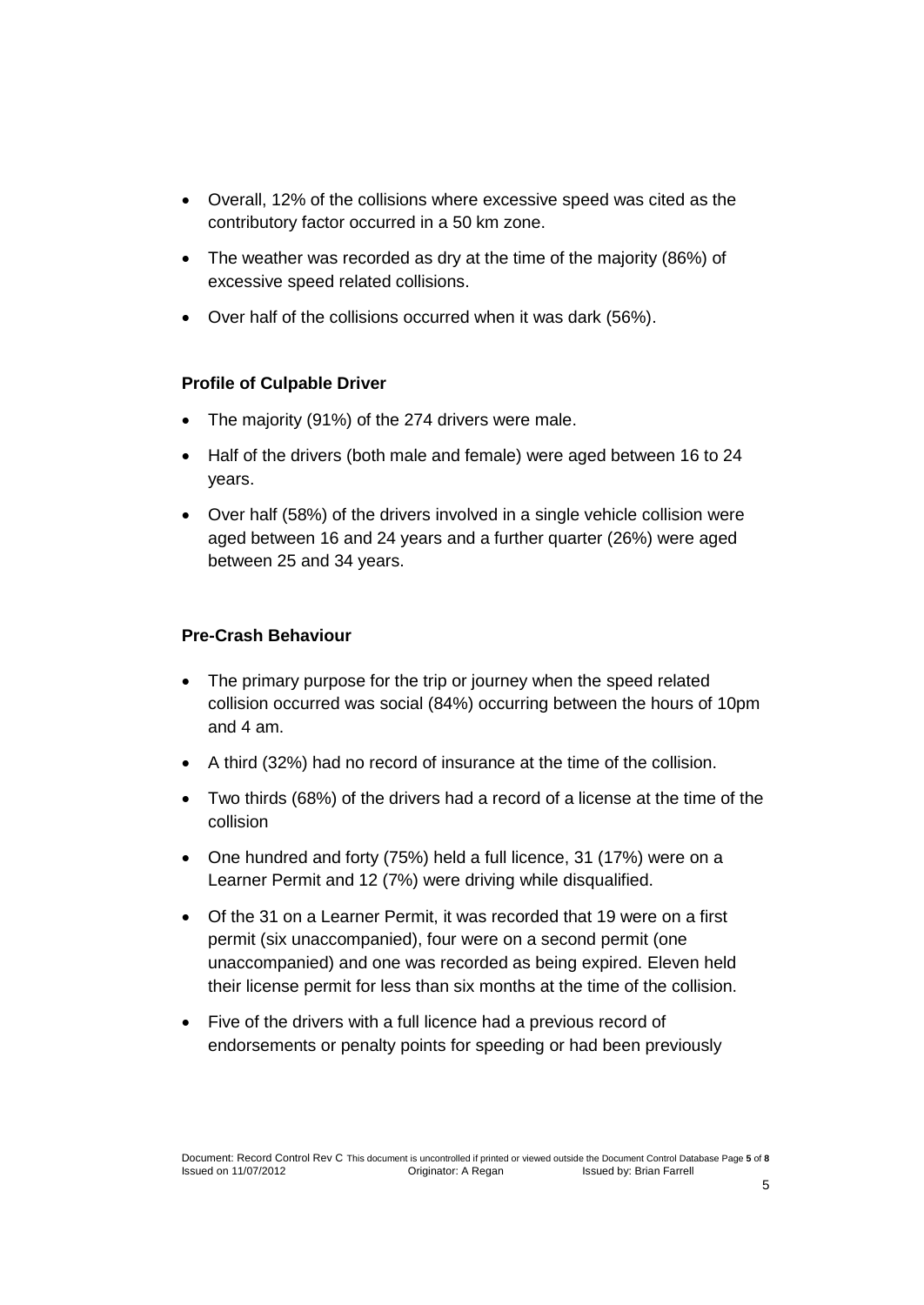- Overall, 12% of the collisions where excessive speed was cited as the contributory factor occurred in a 50 km zone.
- The weather was recorded as dry at the time of the majority (86%) of excessive speed related collisions.
- Over half of the collisions occurred when it was dark (56%).

**Profile of Culpable Driver**

- The majority (91%) of the 274 drivers were male.
- Half of the drivers (both male and female) were aged between 16 to 24 years.
- Over half (58%) of the drivers involved in a single vehicle collision were aged between 16 and 24 years and a further quarter (26%) were aged between 25 and 34 years.

**Pre-Crash Behaviour**

- The primary purpose for the trip or journey when the speed related collision occurred was social (84%) occurring between the hours of 10pm and 4 am.
- A third (32%) had no record of insurance at the time of the collision.
- Two thirds (68%) of the drivers had a record of a license at the time of the collision
- One hundred and forty (75%) held a full licence, 31 (17%) were on a Learner Permit and 12 (7%) were driving while disqualified.
- Of the 31 on a Learner Permit, it was recorded that 19 were on a first permit (six unaccompanied), four were on a second permit (one unaccompanied) and one was recorded as being expired. Eleven held their license permit for less than six months at the time of the collision.
- Five of the drivers with a full licence had a previous record of endorsements or penalty points for speeding or had been previously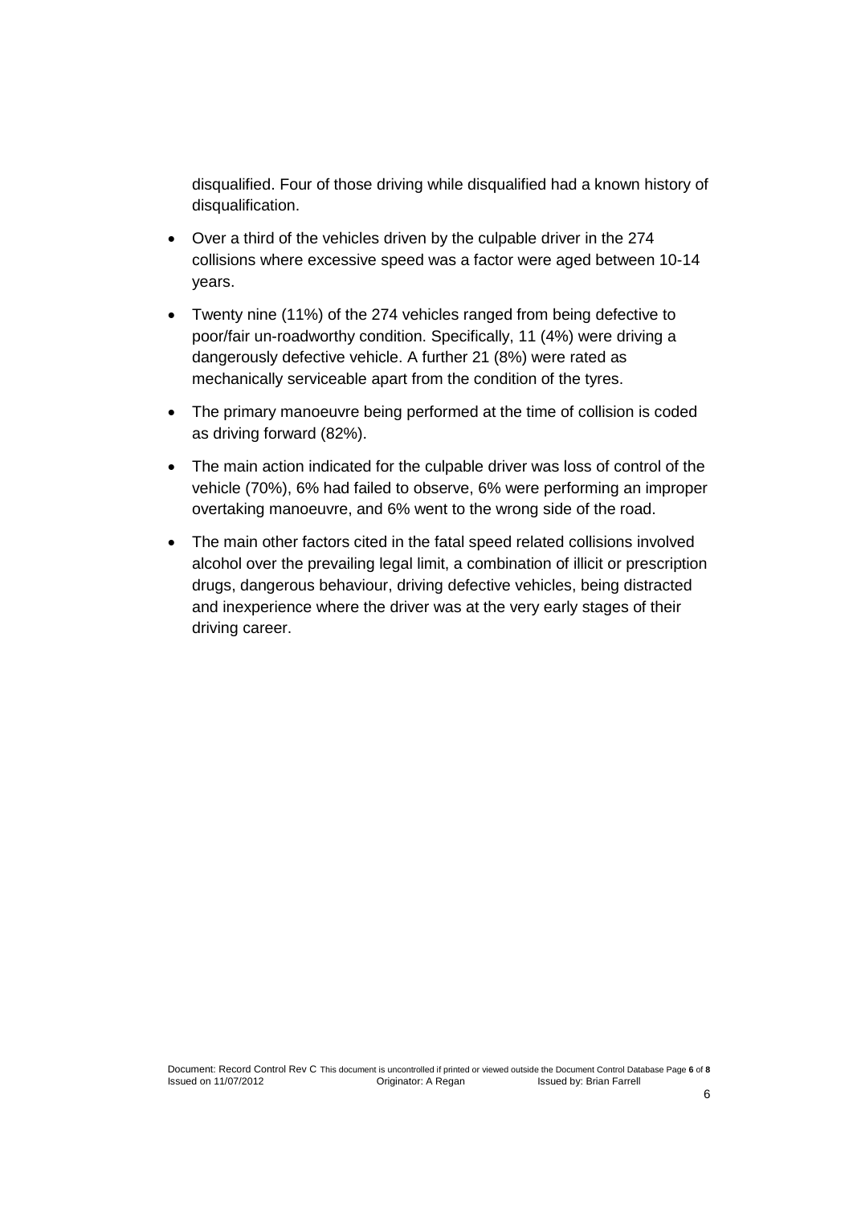disqualified. Four of those driving while disqualified had a known history of disqualification.

- Over a third of the vehicles driven by the culpable driver in the 274 collisions where excessive speed was a factor were aged between 10-14 years.
- Twenty nine (11%) of the 274 vehicles ranged from being defective to poor/fair un-roadworthy condition. Specifically, 11 (4%) were driving a dangerously defective vehicle. A further 21 (8%) were rated as mechanically serviceable apart from the condition of the tyres.
- The primary manoeuvre being performed at the time of collision is coded as driving forward (82%).
- The main action indicated for the culpable driver was loss of control of the vehicle (70%), 6% had failed to observe, 6% were performing an improper overtaking manoeuvre, and 6% went to the wrong side of the road.
- The main other factors cited in the fatal speed related collisions involved alcohol over the prevailing legal limit, a combination of illicit or prescription drugs, dangerous behaviour, driving defective vehicles, being distracted and inexperience where the driver was at the very early stages of their driving career.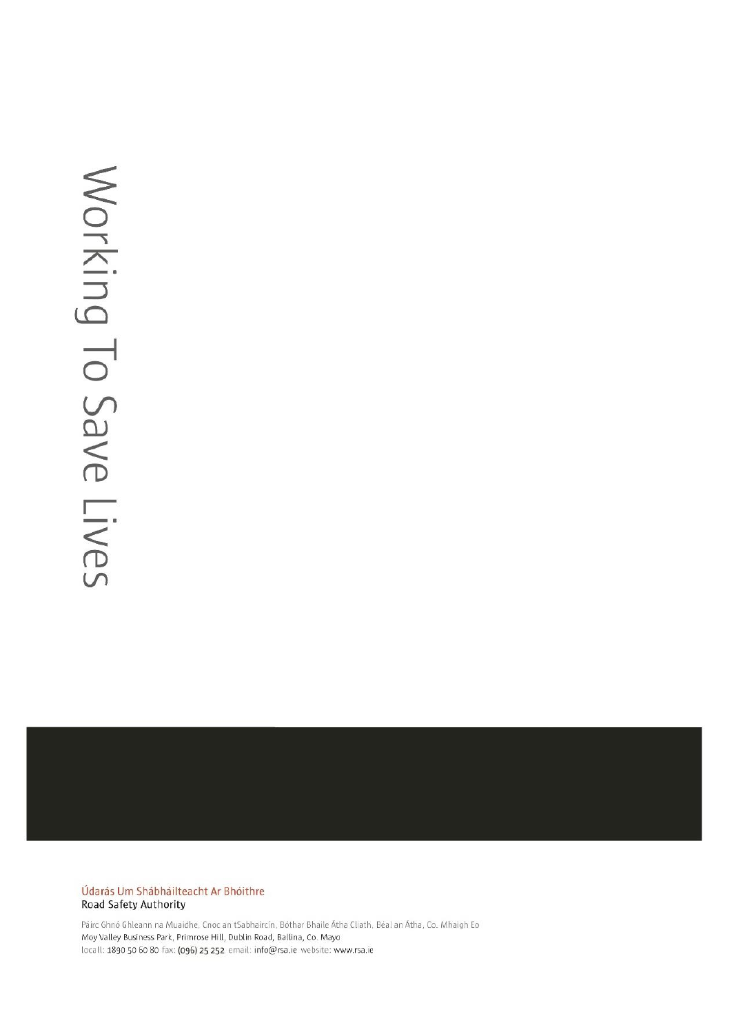Working To Save Lives

Údarás Um Shábháilteacht Ar Bhóithre
Road Safety Authority

Páirc Ghnó Ghleann na Muaidhe, Cnoc an tSabhaircín, Bóthar Bhaile Átha Cliath, Béal an Átha, Co. Mhaigh Eo
Moy Valley Business Park, Primrose Hill, Dublin Road, Ballina, Co. Mayo
locall: 1890 50 60 80 fax: (096) 25 252 email: info@rsa.ie website: www.rsa.ie